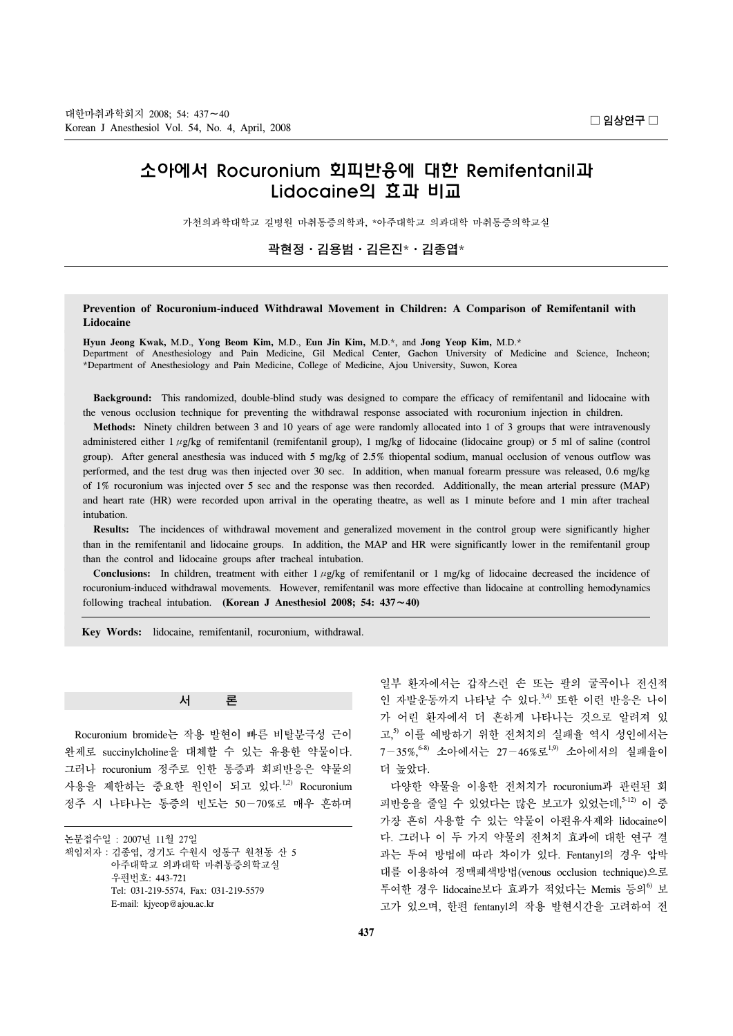□ 임상연구 □

# 소아에서 Rocuronium 회피반응에 대한 Remifentanil과 Lidocaine의 효과 비교

가천의과학대학교 길병원 마취통증의학과, *아주대학교 의과대학 마취통증의학교실

**곽현정 · 김용범 · 김은진* · 김종엽***

---

**Prevention of Rocuronium-induced Withdrawal Movement in Children: A Comparison of Remifentanil with Lidocaine**

**Hyun Jeong Kwak,** M.D., **Yong Beom Kim,** M.D., **Eun Jin Kim,** M.D.*, and **Jong Yeop Kim,** M.D.*

Department of Anesthesiology and Pain Medicine, Gil Medical Center, Gachon University of Medicine and Science, Incheon; *Department of Anesthesiology and Pain Medicine, College of Medicine, Ajou University, Suwon, Korea

**Background:** This randomized, double-blind study was designed to compare the efficacy of remifentanil and lidocaine with the venous occlusion technique for preventing the withdrawal response associated with rocuronium injection in children.

**Methods:** Ninety children between 3 and 10 years of age were randomly allocated into 1 of 3 groups that were intravenously administered either 1 $\mu$g/kg of remifentanil (remifentanil group), 1 mg/kg of lidocaine (lidocaine group) or 5 ml of saline (control group). After general anesthesia was induced with 5 mg/kg of 2.5% thiopental sodium, manual occlusion of venous outflow was performed, and the test drug was then injected over 30 sec. In addition, when manual forearm pressure was released, 0.6 mg/kg of 1% rocuronium was injected over 5 sec and the response was then recorded. Additionally, the mean arterial pressure (MAP) and heart rate (HR) were recorded upon arrival in the operating theatre, as well as 1 minute before and 1 min after tracheal intubation.

**Results:** The incidences of withdrawal movement and generalized movement in the control group were significantly higher than in the remifentanil and lidocaine groups. In addition, the MAP and HR were significantly lower in the remifentanil group than the control and lidocaine groups after tracheal intubation.

**Conclusions:** In children, treatment with either 1 $\mu$g/kg of remifentanil or 1 mg/kg of lidocaine decreased the incidence of rocuronium-induced withdrawal movements. However, remifentanil was more effective than lidocaine at controlling hemodynamics following tracheal intubation. **(Korean J Anesthesiol 2008; 54: 437∼40)**

**Key Words:** lidocaine, remifentanil, rocuronium, withdrawal.

---

## 서 론

Rocuronium bromide는 작용 발현이 빠른 비탈분극성 근이완제로 succinylcholine을 대체할 수 있는 유용한 약물이다. 그러나 rocuronium 정주로 인한 통증과 회피반응은 약물의 사용을 제한하는 중요한 원인이 되고 있다.[1,2] Rocuronium 정주 시 나타나는 통증의 빈도는 50−70%로 매우 흔하며 일부 환자에서는 갑작스런 손 또는 팔의 굴곡이나 전신적인 자발운동까지 나타날 수 있다.[3,4] 또한 이런 반응은 나이가 어린 환자에서 더 흔하게 나타나는 것으로 알려져 있고,[5] 이를 예방하기 위한 전처치의 실패율 역시 성인에서는 7−35%,[6-8] 소아에서는 27−46%로[1,9] 소아에서의 실패율이 더 높았다.

다양한 약물을 이용한 전처치가 rocuronium과 관련된 회피반응을 줄일 수 있었다는 많은 보고가 있었는데,[5-12] 이 중 가장 흔히 사용할 수 있는 약물이 아편유사제와 lidocaine이다. 그러나 이 두 가지 약물의 전처치 효과에 대한 연구 결과는 투여 방법에 따라 차이가 있다. Fentanyl의 경우 압박대를 이용하여 정맥폐색방법(venous occlusion technique)으로 투여한 경우 lidocaine보다 효과가 적었다는 Memis 등의[6] 보고가 있으며, 한편 fentanyl의 작용 발현시간을 고려하여 전

---

논문접수일 : 2007년 11월 27일
책임저자 : 김종엽, 경기도 수원시 영통구 원천동 산 5
아주대학교 의과대학 마취통증의학교실
우편번호: 443-721
Tel: 031-219-5574, Fax: 031-219-5579
E-mail: kjyeop@ajou.ac.kr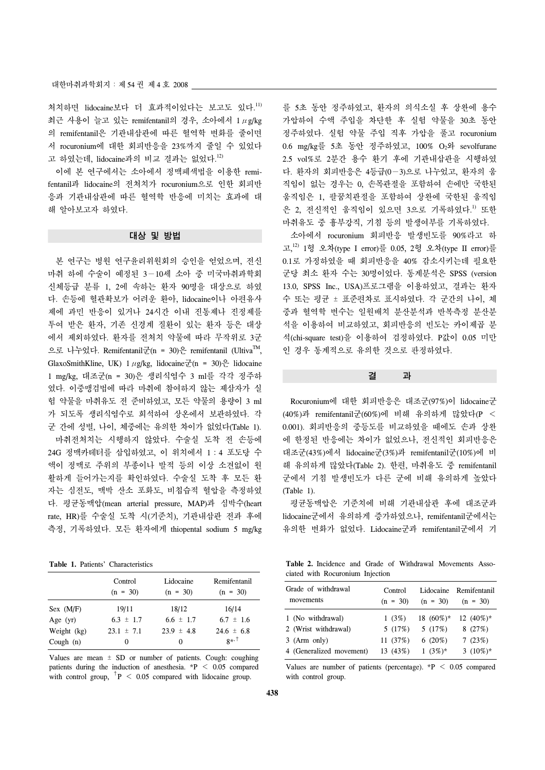처치하면 lidocaine보다 더 효과적이었다는 보고도 있다.[11] 최근 사용이 늘고 있는 remifentanil의 경우, 소아에서 1 μg/kg의 remifentanil은 기관내삽관에 따른 혈역학 변화를 줄이면서 rocuronium에 대한 회피반응을 23%까지 줄일 수 있었다고 하였는데, lidocaine과의 비교 결과는 없었다.[12]

이에 본 연구에서는 소아에서 정맥폐색법을 이용한 remifentanil과 lidocaine의 전처치가 rocuronium으로 인한 회피반응과 기관내삽관에 따른 혈역학 반응에 미치는 효과에 대해 알아보고자 하였다.

## 대상 및 방법

본 연구는 병원 연구윤리위원회의 승인을 얻었으며, 전신마취 하에 수술이 예정된 3−10세 소아 중 미국마취과학회 신체등급 분류 1, 2에 속하는 환자 90명을 대상으로 하였다. 손등에 혈관확보가 어려운 환아, lidocaine이나 아편유사제에 과민 반응이 있거나 24시간 이내 진통제나 진정제를 투여 받은 환자, 기존 신경계 질환이 있는 환자 등은 대상에서 제외하였다. 환자를 전처치 약물에 따라 무작위로 3군으로 나누었다. Remifentanil군(n = 30)은 remifentanil (Ultiva™, GlaxoSmithKline, UK) 1 μg/kg, lidocaine군(n = 30)은 lidocaine 1 mg/kg, 대조군(n = 30)은 생리식염수 3 ml를 각각 정주하였다. 이중맹검법에 따라 마취에 참여하지 않는 제삼자가 실험 약물을 마취유도 전 준비하였고, 모든 약물의 용량이 3 ml가 되도록 생리식염수로 희석하여 상온에서 보관하였다. 각 군 간에 성별, 나이, 체중에는 유의한 차이가 없었다(Table 1).

마취전처치는 시행하지 않았다. 수술실 도착 전 손등에 24G 정맥카테터를 삽입하였고, 이 위치에서 1 : 4 포도당 수액이 정맥로 주위의 부종이나 발적 등의 이상 소견없이 원활하게 들어가는지를 확인하였다. 수술실 도착 후 모든 환자는 심전도, 맥박 산소 포화도, 비침습적 혈압을 측정하였다. 평균동맥압(mean arterial pressure, MAP)과 심박수(heart rate, HR)를 수술실 도착 시(기준치), 기관내삽관 전과 후에 측정, 기록하였다. 모든 환자에게 thiopental sodium 5 mg/kg를 5초 동안 정주하였고, 환자의 의식소실 후 상완에 용수가압하여 수액 주입을 차단한 후 실험 약물을 30초 동안 정주하였다. 실험 약물 주입 직후 가압을 풀고 rocuronium 0.6 mg/kg를 5초 동안 정주하였고, 100% $O_2$와 sevolfurane 2.5 vol%로 2분간 용수 환기 후에 기관내삽관을 시행하였다. 환자의 회피반응은 4등급(0−3)으로 나누었고, 환자의 움직임이 없는 경우는 0, 손목관절을 포함하여 손에만 국한된 움직임은 1, 팔꿈치관절을 포함하여 상완에 국한된 움직임은 2, 전신적인 움직임이 있으면 3으로 기록하였다.[1] 또한 마취유도 중 흉부강직, 기침 등의 발생여부를 기록하였다.

소아에서 rocuronium 회피반응 발생빈도를 90%라고 하고,[12] 1형 오차(type I error)를 0.05, 2형 오차(type II error)를 0.1로 가정하였을 때 회피반응을 40% 감소시키는데 필요한 군당 최소 환자 수는 30명이었다. 통계분석은 SPSS (version 13.0, SPSS Inc., USA)프로그램을 이용하였고, 결과는 환자 수 또는 평균 ± 표준편차로 표시하였다. 각 군간의 나이, 체중과 혈역학 변수는 일원배치 분산분석과 반복측정 분산분석을 이용하여 비교하였고, 회피반응의 빈도는 카이제곱 분석(chi-square test)을 이용하여 검정하였다. P값이 0.05 미만인 경우 통계적으로 유의한 것으로 판정하였다.

## 결 과

Rocuronium에 대한 회피반응은 대조군(97%)이 lidocaine군(40%)과 remifentanil군(60%)에 비해 유의하게 많았다($P < 0.001$). 회피반응의 중등도를 비교하였을 때에도 손과 상완에 한정된 반응에는 차이가 없었으나, 전신적인 회피반응은 대조군(43%)에서 lidocaine군(3%)과 remifentanil군(10%)에 비해 유의하게 많았다(Table 2). 한편, 마취유도 중 remifentanil군에서 기침 발생빈도가 다른 군에 비해 유의하게 높았다(Table 1).

평균동맥압은 기준치에 비해 기관내삽관 후에 대조군과 lidocaine군에서 유의하게 증가하였으나, remifentanil군에서는 유의한 변화가 없었다. Lidocaine군과 remifentanil군에서 기

**Table 1.** Patients' Characteristics

| | Control (n = 30) | Lidocaine (n = 30) | Remifentanil (n = 30) |
|---|---|---|---|
| Sex (M/F) | 19/11 | 18/12 | 16/14 |
| Age (yr) | 6.3 ± 1.7 | 6.6 ± 1.7 | 6.7 ± 1.6 |
| Weight (kg) | 23.1 ± 7.1 | 23.9 ± 4.8 | 24.6 ± 6.8 |
| Cough (n) | 0 | 0 | 8*,† |

Values are mean ± SD or number of patients. Cough: coughing patients during the induction of anesthesia. *$P < 0.05$ compared with control group, †$P < 0.05$ compared with lidocaine group.

**Table 2.** Incidence and Grade of Withdrawal Movements Associated with Rocuronium Injection

| Grade of withdrawal movements | Control (n = 30) | Lidocaine (n = 30) | Remifentanil (n = 30) |
|---|---|---|---|
| 1 (No withdrawal) | 1 (3%) | 18 (60%)* | 12 (40%)* |
| 2 (Wrist withdrawal) | 5 (17%) | 5 (17%) | 8 (27%) |
| 3 (Arm only) | 11 (37%) | 6 (20%) | 7 (23%) |
| 4 (Generalized movement) | 13 (43%) | 1 (3%)* | 3 (10%)* |

Values are number of patients (percentage). *$P < 0.05$ compared with control group.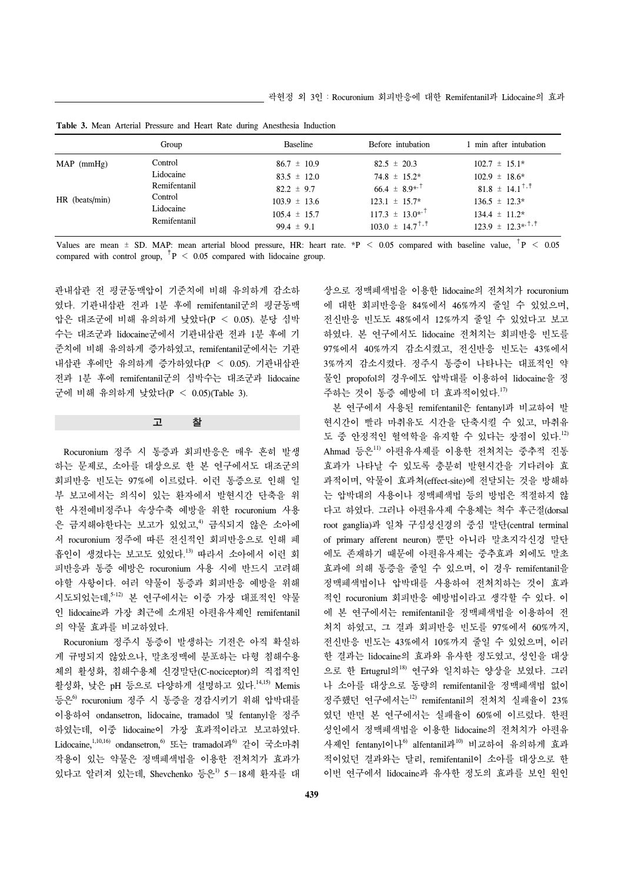**Table 3.** Mean Arterial Pressure and Heart Rate during Anesthesia Induction

| | Group | Baseline | Before intubation | 1 min after intubation |
|---|---|---|---|---|
| MAP (mmHg) | Control | 86.7 ± 10.9 | 82.5 ± 20.3 | 102.7 ± 15.1* |
| | Lidocaine | 83.5 ± 12.0 | 74.8 ± 15.2* | 102.9 ± 18.6* |
| | Remifentanil | 82.2 ± 9.7 | 66.4 ± 8.9*,† | 81.8 ± 14.1†,‡ |
| HR (beats/min) | Control | 103.9 ± 13.6 | 123.1 ± 15.7* | 136.5 ± 12.3* |
| | Lidocaine | 105.4 ± 15.7 | 117.3 ± 13.0*,† | 134.4 ± 11.2* |
| | Remifentanil | 99.4 ± 9.1 | 103.0 ± 14.7†,‡ | 123.9 ± 12.3*,†,‡ |

Values are mean ± SD. MAP: mean arterial blood pressure, HR: heart rate. *$P < 0.05$ compared with baseline value, †$P < 0.05$ compared with control group, ‡$P < 0.05$ compared with lidocaine group.

관내삽관 전 평균동맥압이 기준치에 비해 유의하게 감소하였다. 기관내삽관 전과 1분 후에 remifentanil군의 평균동맥압은 대조군에 비해 유의하게 낮았다($P < 0.05$). 분당 심박수는 대조군과 lidocaine군에서 기관내삽관 전과 1분 후에 기준치에 비해 유의하게 증가하였고, remifentanil군에서는 기관내삽관 후에만 유의하게 증가하였다($P < 0.05$). 기관내삽관 전과 1분 후에 remifentanil군의 심박수는 대조군과 lidocaine군에 비해 유의하게 낮았다($P < 0.05$)(Table 3).

## 고 찰

Rocuronium 정주 시 통증과 회피반응은 매우 흔히 발생하는 문제로, 소아를 대상으로 한 본 연구에서도 대조군의 회피반응 빈도는 97%에 이르렀다. 이런 통증으로 인해 일부 보고에서는 의식이 있는 환자에서 발현시간 단축을 위한 사전예비정주나 속상수축 예방을 위한 rocuronium 사용은 금지해야한다는 보고가 있었고,[4] 금식되지 않은 소아에서 rocuronium 정주에 따른 전신적인 회피반응으로 인해 폐흡인이 생겼다는 보고도 있었다.[13] 따라서 소아에서 이런 회피반응과 통증 예방은 rocuronium 사용 시에 반드시 고려해야할 사항이다. 여러 약물이 통증과 회피반응 예방을 위해 시도되었는데,[5-12] 본 연구에서는 이중 가장 대표적인 약물인 lidocaine과 가장 최근에 소개된 아편유사제인 remifentanil의 약물 효과를 비교하였다.

Rocuronium 정주시 통증이 발생하는 기전은 아직 확실하게 규명되지 않았으나, 말초정맥에 분포하는 다형 침해수용체의 활성화, 침해수용체 신경말단(C-nociceptor)의 직접적인 활성화, 낮은 pH 등으로 다양하게 설명하고 있다.[14,15] Memis 등은[6] rocuronium 정주 시 통증을 경감시키기 위해 압박대를 이용하여 ondansetron, lidocaine, tramadol 및 fentanyl을 정주하였는데, 이중 lidocaine이 가장 효과적이라고 보고하였다. Lidocaine,[1,10,16] ondansetron,[6] 또는 tramadol과[6] 같이 국소마취작용이 있는 약물은 정맥폐색법을 이용한 전처치가 효과가 있다고 알려져 있는데, Shevchenko 등은[1] 5−18세 환자를 대상으로 정맥폐색법을 이용한 lidocaine의 전처치가 rocuronium에 대한 회피반응을 84%에서 46%까지 줄일 수 있었으며, 전신반응 빈도도 48%에서 12%까지 줄일 수 있었다고 보고하였다. 본 연구에서도 lidocaine 전처치는 회피반응 빈도를 97%에서 40%까지 감소시켰고, 전신반응 빈도는 43%에서 3%까지 감소시켰다. 정주시 통증이 나타나는 대표적인 약물인 propofol의 경우에도 압박대를 이용하여 lidocaine을 정주하는 것이 통증 예방에 더 효과적이었다.[17]

본 연구에서 사용된 remifentanil은 fentanyl과 비교하여 발현시간이 빨라 마취유도 시간을 단축시킬 수 있고, 마취유도 중 안정적인 혈역학을 유지할 수 있다는 장점이 있다.[12] Ahmad 등은[11] 아편유사제를 이용한 전처치는 중추적 진통효과적이며, 약물이 효과처(effect-site)에 전달되는 것을 방해하는 압박대의 사용이나 정맥폐색법 등의 방법은 적절하지 않다고 하였다. 그러나 아편유사제 수용체는 척수 후근절(dorsal root ganglia)과 일차 구심성신경의 중심 말단(central terminal of primary afferent neuron) 뿐만 아니라 말초지각신경 말단에도 존재하기 때문에 아편유사제는 중추효과 외에도 말초효과에 의해 통증을 줄일 수 있으며, 이 경우 remifentanil을 정맥폐색법이나 압박대를 사용하여 전처치하는 것이 효과적인 rocuronium 회피반응 예방법이라고 생각할 수 있다. 이에 본 연구에서는 remifentanil을 정맥폐색법을 이용하여 전처치 하였고, 그 결과 회피반응 빈도를 97%에서 60%까지, 전신반응 빈도는 43%에서 10%까지 줄일 수 있었으며, 이러한 결과는 lidocaine의 효과와 유사한 정도였고, 성인을 대상으로 한 Ertugrul의[18] 연구와 일치하는 양상을 보였다. 그러나 소아를 대상으로 동량의 remifentanil을 정맥폐색법 없이 정주했던 연구에서는[12] remifentanil의 전처치 실패율이 23%였던 반면 본 연구에서는 실패율이 60%에 이르렀다. 한편 성인에서 정맥폐색법을 이용한 lidocaine의 전처치가 아편유사제인 fentanyl이나[6] alfentanil과[10] 비교하여 유의하게 효과적이었던 결과와는 달리, remifentanil이 소아를 대상으로 한 이번 연구에서 lidocaine과 유사한 정도의 효과를 보인 원인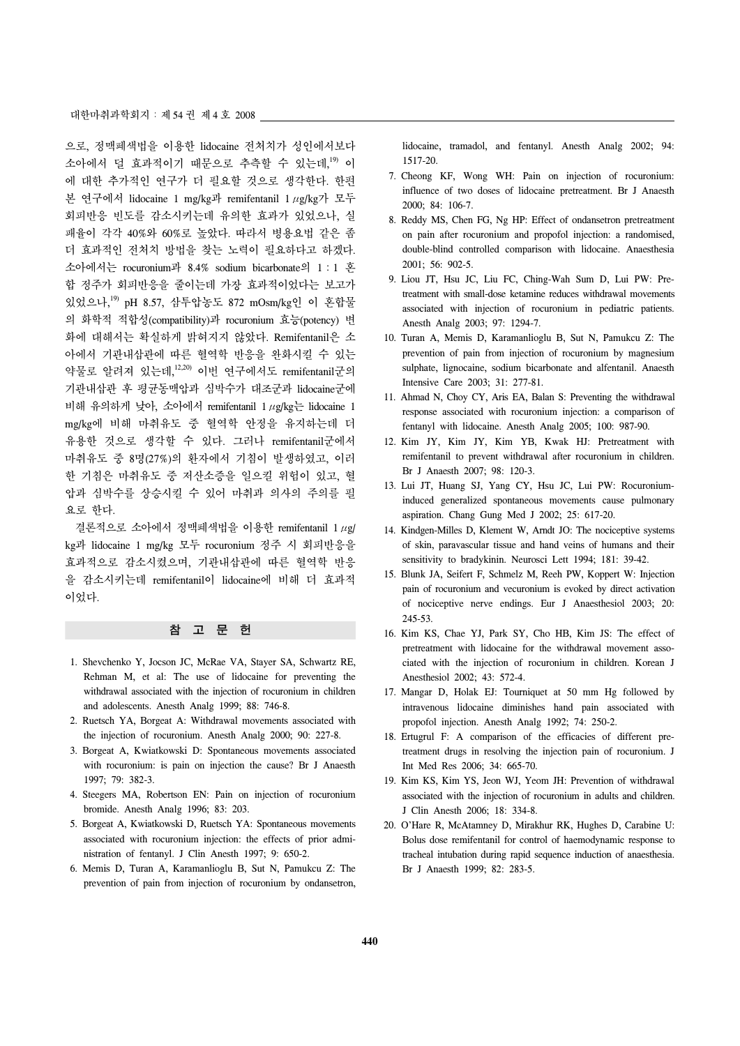으로, 정맥폐색법을 이용한 lidocaine 전처치가 성인에서보다 소아에서 덜 효과적이기 때문으로 추측할 수 있는데,[19] 이에 대한 추가적인 연구가 더 필요할 것으로 생각한다. 한편 본 연구에서 lidocaine 1 mg/kg과 remifentanil 1 μg/kg가 모두 회피반응 빈도를 감소시키는데 유의한 효과가 있었으나, 실패율이 각각 40%와 60%로 높았다. 따라서 병용요법 같은 좀 더 효과적인 전처치 방법을 찾는 노력이 필요하다고 하겠다. 소아에서는 rocuronium과 8.4% sodium bicarbonate의 1 : 1 혼합 정주가 회피반응을 줄이는데 가장 효과적이었다는 보고가 있었으나,[19] pH 8.57, 삼투압농도 872 mOsm/kg인 이 혼합물의 화학적 적합성(compatibility)과 rocuronium 효능(potency) 변화에 대해서는 확실하게 밝혀지지 않았다. Remifentanil은 소아에서 기관내삽관에 따른 혈역학 반응을 완화시킬 수 있는 약물로 알려져 있는데,[12,20] 이번 연구에서도 remifentanil군의 기관내삽관 후 평균동맥압과 심박수가 대조군과 lidocaine군에 비해 유의하게 낮아, 소아에서 remifentanil 1 μg/kg는 lidocaine 1 mg/kg에 비해 마취유도 중 혈역학 안정을 유지하는데 더 유용한 것으로 생각할 수 있다. 그러나 remifentanil군에서 마취유도 중 8명(27%)의 환자에서 기침이 발생하였고, 이러한 기침은 마취유도 중 저산소증을 일으킬 위험이 있고, 혈압과 심박수를 상승시킬 수 있어 마취과 의사의 주의를 필요로 한다.

결론적으로 소아에서 정맥폐색법을 이용한 remifentanil 1 μg/kg과 lidocaine 1 mg/kg 모두 rocuronium 정주 시 회피반응을 효과적으로 감소시켰으며, 기관내삽관에 따른 혈역학 반응을 감소시키는데 remifentanil이 lidocaine에 비해 더 효과적이었다.

## 참 고 문 헌

1. Shevchenko Y, Jocson JC, McRae VA, Stayer SA, Schwartz RE, Rehman M, et al: The use of lidocaine for preventing the withdrawal associated with the injection of rocuronium in children and adolescents. Anesth Analg 1999; 88: 746-8.
2. Ruetsch YA, Borgeat A: Withdrawal movements associated with the injection of rocuronium. Anesth Analg 2000; 90: 227-8.
3. Borgeat A, Kwiatkowski D: Spontaneous movements associated with rocuronium: is pain on injection the cause? Br J Anaesth 1997; 79: 382-3.
4. Steegers MA, Robertson EN: Pain on injection of rocuronium bromide. Anesth Analg 1996; 83: 203.
5. Borgeat A, Kwiatkowski D, Ruetsch YA: Spontaneous movements associated with rocuronium injection: the effects of prior administration of fentanyl. J Clin Anesth 1997; 9: 650-2.
6. Memis D, Turan A, Karamanlioglu B, Sut N, Pamukcu Z: The prevention of pain from injection of rocuronium by ondansetron, lidocaine, tramadol, and fentanyl. Anesth Analg 2002; 94: 1517-20.
7. Cheong KF, Wong WH: Pain on injection of rocuronium: influence of two doses of lidocaine pretreatment. Br J Anaesth 2000; 84: 106-7.
8. Reddy MS, Chen FG, Ng HP: Effect of ondansetron pretreatment on pain after rocuronium and propofol injection: a randomised, double-blind controlled comparison with lidocaine. Anaesthesia 2001; 56: 902-5.
9. Liou JT, Hsu JC, Liu FC, Ching-Wah Sum D, Lui PW: Pretreatment with small-dose ketamine reduces withdrawal movements associated with injection of rocuronium in pediatric patients. Anesth Analg 2003; 97: 1294-7.
10. Turan A, Memis D, Karamanlioglu B, Sut N, Pamukcu Z: The prevention of pain from injection of rocuronium by magnesium sulphate, lignocaine, sodium bicarbonate and alfentanil. Anaesth Intensive Care 2003; 31: 277-81.
11. Ahmad N, Choy CY, Aris EA, Balan S: Preventing the withdrawal response associated with rocuronium injection: a comparison of fentanyl with lidocaine. Anesth Analg 2005; 100: 987-90.
12. Kim JY, Kim JY, Kim YB, Kwak HJ: Pretreatment with remifentanil to prevent withdrawal after rocuronium in children. Br J Anaesth 2007; 98: 120-3.
13. Lui JT, Huang SJ, Yang CY, Hsu JC, Lui PW: Rocuronium-induced generalized spontaneous movements cause pulmonary aspiration. Chang Gung Med J 2002; 25: 617-20.
14. Kindgen-Milles D, Klement W, Arndt JO: The nociceptive systems of skin, paravascular tissue and hand veins of humans and their sensitivity to bradykinin. Neurosci Lett 1994; 181: 39-42.
15. Blunk JA, Seifert F, Schmelz M, Reeh PW, Koppert W: Injection pain of rocuronium and vecuronium is evoked by direct activation of nociceptive nerve endings. Eur J Anaesthesiol 2003; 20: 245-53.
16. Kim KS, Chae YJ, Park SY, Cho HB, Kim JS: The effect of pretreatment with lidocaine for the withdrawal movement associated with the injection of rocuronium in children. Korean J Anesthesiol 2002; 43: 572-4.
17. Mangar D, Holak EJ: Tourniquet at 50 mm Hg followed by intravenous lidocaine diminishes hand pain associated with propofol injection. Anesth Analg 1992; 74: 250-2.
18. Ertugrul F: A comparison of the efficacies of different pretreatment drugs in resolving the injection pain of rocuronium. J Int Med Res 2006; 34: 665-70.
19. Kim KS, Kim YS, Jeon WJ, Yeom JH: Prevention of withdrawal associated with the injection of rocuronium in adults and children. J Clin Anesth 2006; 18: 334-8.
20. O'Hare R, McAtamney D, Mirakhur RK, Hughes D, Carabine U: Bolus dose remifentanil for control of haemodynamic response to tracheal intubation during rapid sequence induction of anaesthesia. Br J Anaesth 1999; 82: 283-5.